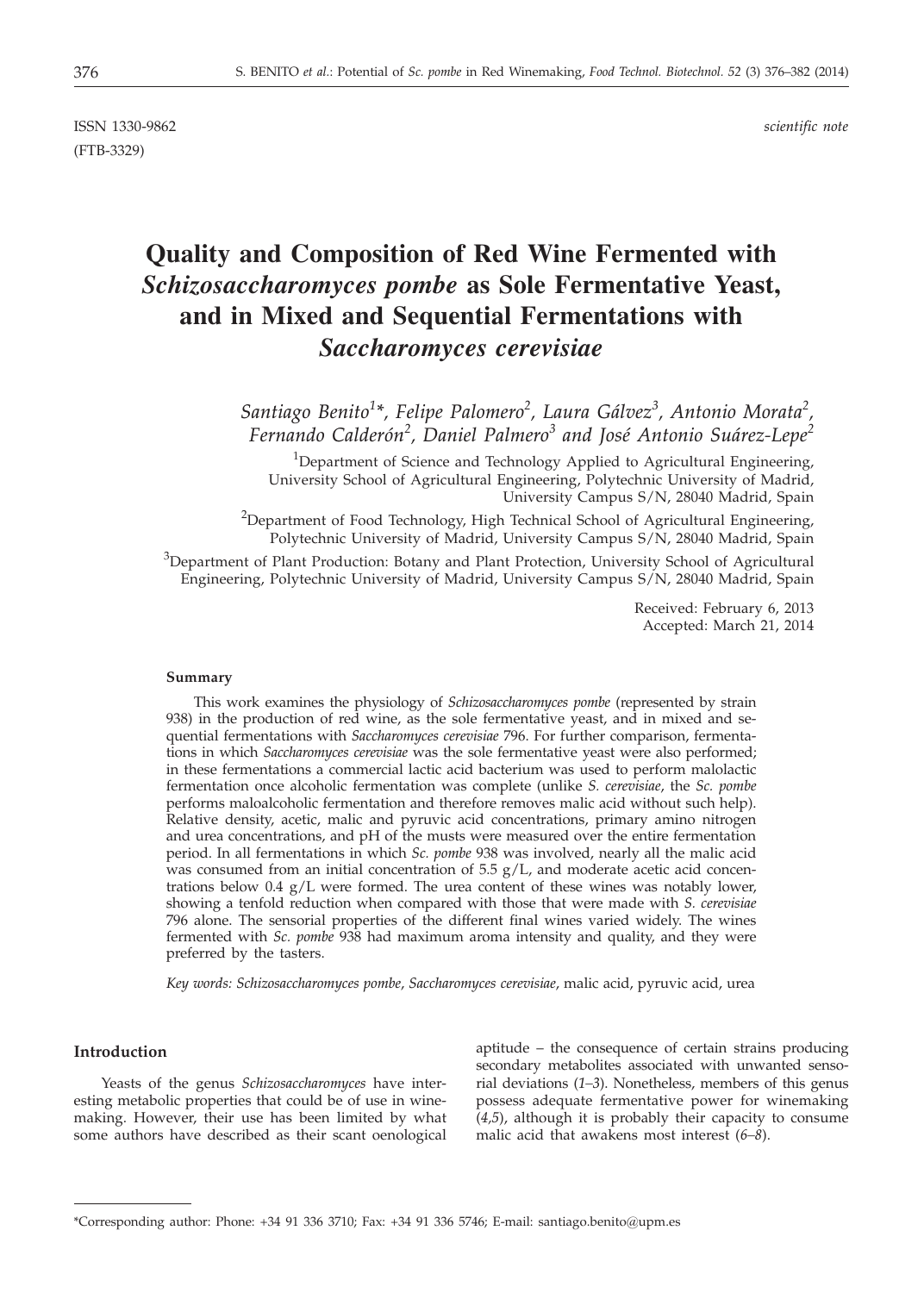ISSN 1330-9862 *scientific note*
(FTB-3329)

# Quality and Composition of Red Wine Fermented with *Schizosaccharomyces pombe* as Sole Fermentative Yeast, and in Mixed and Sequential Fermentations with *Saccharomyces cerevisiae*

*Santiago Benito[1]\*, Felipe Palomero[2], Laura Gálvez[3], Antonio Morata[2], Fernando Calderón[2], Daniel Palmero[3] and José Antonio Suárez-Lepe[2]*

[1]Department of Science and Technology Applied to Agricultural Engineering, University School of Agricultural Engineering, Polytechnic University of Madrid, University Campus S/N, 28040 Madrid, Spain

[2]Department of Food Technology, High Technical School of Agricultural Engineering, Polytechnic University of Madrid, University Campus S/N, 28040 Madrid, Spain

[3]Department of Plant Production: Botany and Plant Protection, University School of Agricultural Engineering, Polytechnic University of Madrid, University Campus S/N, 28040 Madrid, Spain

Received: February 6, 2013
Accepted: March 21, 2014

### Summary

This work examines the physiology of *Schizosaccharomyces pombe* (represented by strain 938) in the production of red wine, as the sole fermentative yeast, and in mixed and sequential fermentations with *Saccharomyces cerevisiae* 796. For further comparison, fermentations in which *Saccharomyces cerevisiae* was the sole fermentative yeast were also performed; in these fermentations a commercial lactic acid bacterium was used to perform malolactic fermentation once alcoholic fermentation was complete (unlike *S. cerevisiae*, the *Sc. pombe* performs maloalcoholic fermentation and therefore removes malic acid without such help). Relative density, acetic, malic and pyruvic acid concentrations, primary amino nitrogen and urea concentrations, and pH of the musts were measured over the entire fermentation period. In all fermentations in which *Sc. pombe* 938 was involved, nearly all the malic acid was consumed from an initial concentration of 5.5 g/L, and moderate acetic acid concentrations below 0.4 g/L were formed. The urea content of these wines was notably lower, showing a tenfold reduction when compared with those that were made with *S. cerevisiae* 796 alone. The sensorial properties of the different final wines varied widely. The wines fermented with *Sc. pombe* 938 had maximum aroma intensity and quality, and they were preferred by the tasters.

*Key words: Schizosaccharomyces pombe*, *Saccharomyces cerevisiae*, malic acid, pyruvic acid, urea

## Introduction

Yeasts of the genus *Schizosaccharomyces* have interesting metabolic properties that could be of use in winemaking. However, their use has been limited by what some authors have described as their scant oenological aptitude – the consequence of certain strains producing secondary metabolites associated with unwanted sensorial deviations (*1–3*). Nonetheless, members of this genus possess adequate fermentative power for winemaking (*4,5*), although it is probably their capacity to consume malic acid that awakens most interest (*6–8*).

---

\*Corresponding author: Phone: +34 91 336 3710; Fax: +34 91 336 5746; E-mail: santiago.benito@upm.es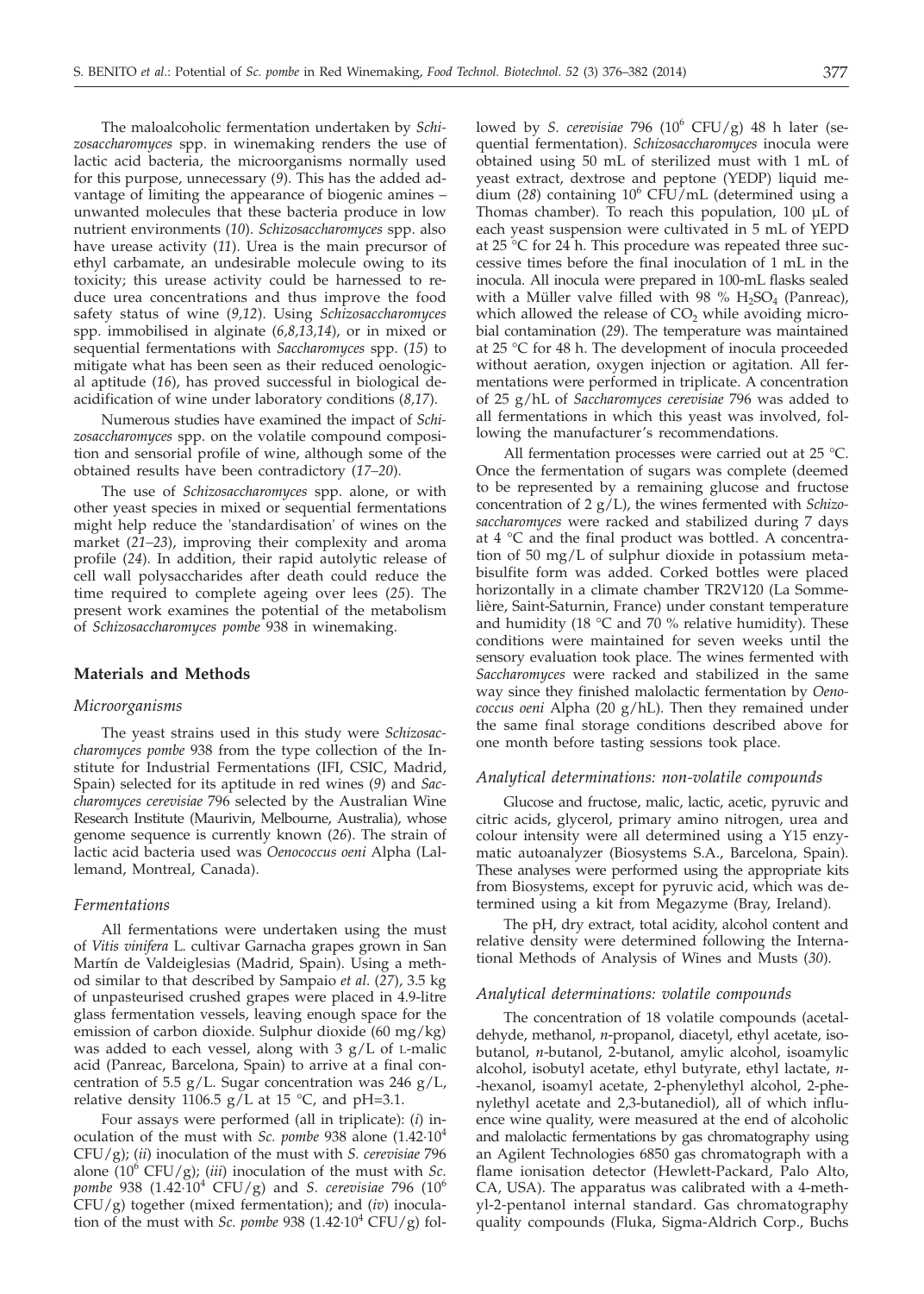The maloalcoholic fermentation undertaken by *Schizosaccharomyces* spp. in winemaking renders the use of lactic acid bacteria, the microorganisms normally used for this purpose, unnecessary (*9*). This has the added advantage of limiting the appearance of biogenic amines – unwanted molecules that these bacteria produce in low nutrient environments (*10*). *Schizosaccharomyces* spp. also have urease activity (*11*). Urea is the main precursor of ethyl carbamate, an undesirable molecule owing to its toxicity; this urease activity could be harnessed to reduce urea concentrations and thus improve the food safety status of wine (*9,12*). Using *Schizosaccharomyces* spp. immobilised in alginate (*6,8,13,14*), or in mixed or sequential fermentations with *Saccharomyces* spp. (*15*) to mitigate what has been seen as their reduced oenological aptitude (*16*), has proved successful in biological deacidification of wine under laboratory conditions (*8,17*).

Numerous studies have examined the impact of *Schizosaccharomyces* spp. on the volatile compound composition and sensorial profile of wine, although some of the obtained results have been contradictory (*17–20*).

The use of *Schizosaccharomyces* spp. alone, or with other yeast species in mixed or sequential fermentations might help reduce the 'standardisation' of wines on the market (*21–23*), improving their complexity and aroma profile (*24*). In addition, their rapid autolytic release of cell wall polysaccharides after death could reduce the time required to complete ageing over lees (*25*). The present work examines the potential of the metabolism of *Schizosaccharomyces pombe* 938 in winemaking.

## Materials and Methods

### *Microorganisms*

The yeast strains used in this study were *Schizosaccharomyces pombe* 938 from the type collection of the Institute for Industrial Fermentations (IFI, CSIC, Madrid, Spain) selected for its aptitude in red wines (*9*) and *Saccharomyces cerevisiae* 796 selected by the Australian Wine Research Institute (Maurivin, Melbourne, Australia), whose genome sequence is currently known (*26*). The strain of lactic acid bacteria used was *Oenococcus oeni* Alpha (Lallemand, Montreal, Canada).

### *Fermentations*

All fermentations were undertaken using the must of *Vitis vinifera* L. cultivar Garnacha grapes grown in San Martín de Valdeiglesias (Madrid, Spain). Using a method similar to that described by Sampaio *et al.* (*27*), 3.5 kg of unpasteurised crushed grapes were placed in 4.9-litre glass fermentation vessels, leaving enough space for the emission of carbon dioxide. Sulphur dioxide (60 mg/kg) was added to each vessel, along with 3 g/L of L-malic acid (Panreac, Barcelona, Spain) to arrive at a final concentration of 5.5 g/L. Sugar concentration was 246 g/L, relative density 1106.5 g/L at 15 °C, and pH=3.1.

Four assays were performed (all in triplicate): (*i*) inoculation of the must with *Sc. pombe* 938 alone ($1.42\cdot10^4$ CFU/g); (*ii*) inoculation of the must with *S. cerevisiae* 796 alone ($10^6$ CFU/g); (*iii*) inoculation of the must with *Sc. pombe* 938 ($1.42\cdot10^4$ CFU/g) and *S. cerevisiae* 796 ($10^6$ CFU/g) together (mixed fermentation); and (*iv*) inoculation of the must with *Sc. pombe* 938 ($1.42\cdot10^4$ CFU/g) followed by *S. cerevisiae* 796 ($10^6$ CFU/g) 48 h later (sequential fermentation). *Schizosaccharomyces* inocula were obtained using 50 mL of sterilized must with 1 mL of yeast extract, dextrose and peptone (YEDP) liquid medium (*28*) containing $10^6$ CFU/mL (determined using a Thomas chamber). To reach this population, 100 µL of each yeast suspension were cultivated in 5 mL of YEPD at 25 °C for 24 h. This procedure was repeated three successive times before the final inoculation of 1 mL in the inocula. All inocula were prepared in 100-mL flasks sealed with a Müller valve filled with 98 % $H_2SO_4$ (Panreac), which allowed the release of $CO_2$ while avoiding microbial contamination (*29*). The temperature was maintained at 25 °C for 48 h. The development of inocula proceeded without aeration, oxygen injection or agitation. All fermentations were performed in triplicate. A concentration of 25 g/hL of *Saccharomyces cerevisiae* 796 was added to all fermentations in which this yeast was involved, following the manufacturer's recommendations.

All fermentation processes were carried out at 25 °C. Once the fermentation of sugars was complete (deemed to be represented by a remaining glucose and fructose concentration of 2 g/L), the wines fermented with *Schizosaccharomyces* were racked and stabilized during 7 days at 4 °C and the final product was bottled. A concentration of 50 mg/L of sulphur dioxide in potassium metabisulfite form was added. Corked bottles were placed horizontally in a climate chamber TR2V120 (La Sommelière, Saint-Saturnin, France) under constant temperature and humidity (18 °C and 70 % relative humidity). These conditions were maintained for seven weeks until the sensory evaluation took place. The wines fermented with *Saccharomyces* were racked and stabilized in the same way since they finished malolactic fermentation by *Oenococcus oeni* Alpha (20 g/hL). Then they remained under the same final storage conditions described above for one month before tasting sessions took place.

### *Analytical determinations: non-volatile compounds*

Glucose and fructose, malic, lactic, acetic, pyruvic and citric acids, glycerol, primary amino nitrogen, urea and colour intensity were all determined using a Y15 enzymatic autoanalyzer (Biosystems S.A., Barcelona, Spain). These analyses were performed using the appropriate kits from Biosystems, except for pyruvic acid, which was determined using a kit from Megazyme (Bray, Ireland).

The pH, dry extract, total acidity, alcohol content and relative density were determined following the International Methods of Analysis of Wines and Musts (*30*).

### *Analytical determinations: volatile compounds*

The concentration of 18 volatile compounds (acetaldehyde, methanol, *n*-propanol, diacetyl, ethyl acetate, isobutanol, *n*-butanol, 2-butanol, amylic alcohol, isoamylic alcohol, isobutyl acetate, ethyl butyrate, ethyl lactate, *n*-hexanol, isoamyl acetate, 2-phenylethyl alcohol, 2-phenylethyl acetate and 2,3-butanediol), all of which influence wine quality, were measured at the end of alcoholic and malolactic fermentations by gas chromatography using an Agilent Technologies 6850 gas chromatograph with a flame ionisation detector (Hewlett-Packard, Palo Alto, CA, USA). The apparatus was calibrated with a 4-methyl-2-pentanol internal standard. Gas chromatography quality compounds (Fluka, Sigma-Aldrich Corp., Buchs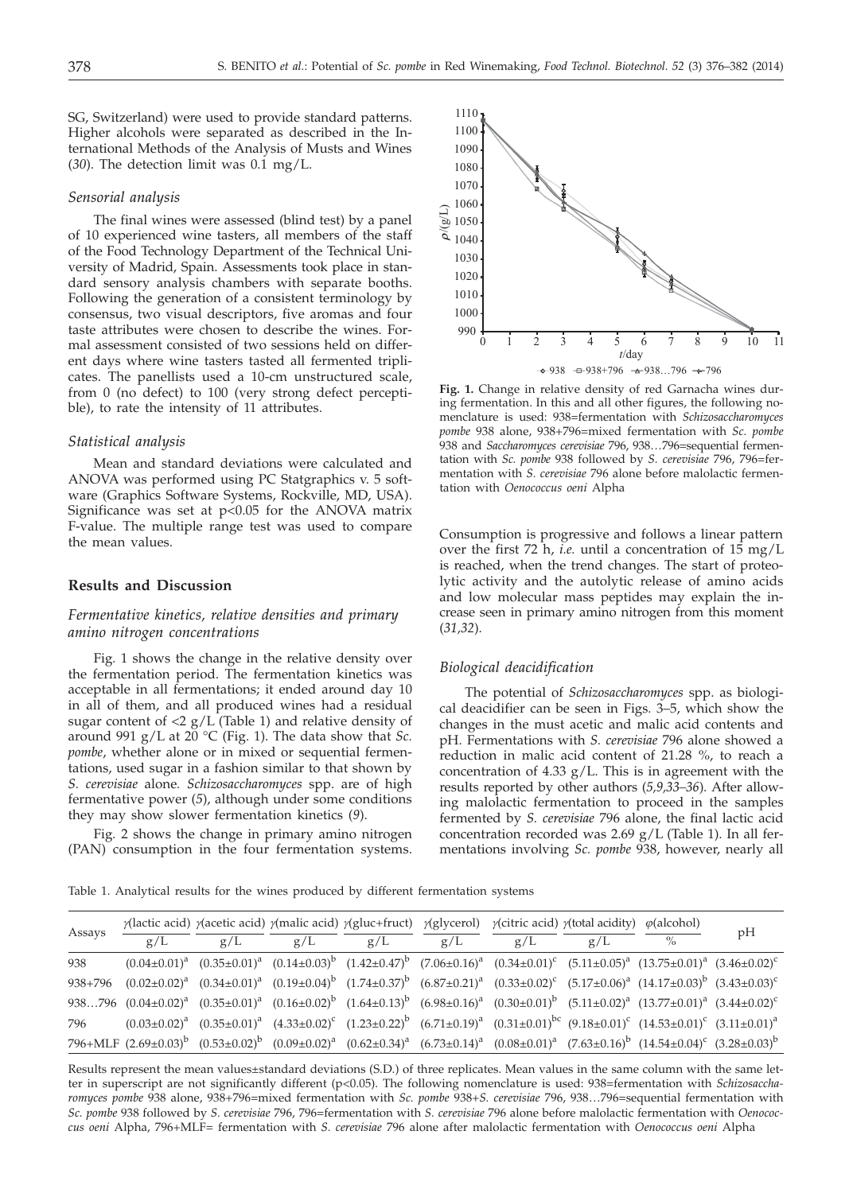SG, Switzerland) were used to provide standard patterns. Higher alcohols were separated as described in the International Methods of the Analysis of Musts and Wines (*30*). The detection limit was 0.1 mg/L.

### *Sensorial analysis*

The final wines were assessed (blind test) by a panel of 10 experienced wine tasters, all members of the staff of the Food Technology Department of the Technical University of Madrid, Spain. Assessments took place in standard sensory analysis chambers with separate booths. Following the generation of a consistent terminology by consensus, two visual descriptors, five aromas and four taste attributes were chosen to describe the wines. Formal assessment consisted of two sessions held on different days where wine tasters tasted all fermented triplicates. The panellists used a 10-cm unstructured scale, from 0 (no defect) to 100 (very strong defect perceptible), to rate the intensity of 11 attributes.

### *Statistical analysis*

Mean and standard deviations were calculated and ANOVA was performed using PC Statgraphics v. 5 software (Graphics Software Systems, Rockville, MD, USA). Significance was set at $p<0.05$ for the ANOVA matrix F-value. The multiple range test was used to compare the mean values.

## Results and Discussion

### *Fermentative kinetics, relative densities and primary amino nitrogen concentrations*

Fig. 1 shows the change in the relative density over the fermentation period. The fermentation kinetics was acceptable in all fermentations; it ended around day 10 in all of them, and all produced wines had a residual sugar content of <2 g/L (Table 1) and relative density of around 991 g/L at 20 °C (Fig. 1). The data show that *Sc. pombe*, whether alone or in mixed or sequential fermentations, used sugar in a fashion similar to that shown by *S. cerevisiae* alone. *Schizosaccharomyces* spp. are of high fermentative power (*5*), although under some conditions they may show slower fermentation kinetics (*9*).

Fig. 2 shows the change in primary amino nitrogen (PAN) consumption in the four fermentation systems. Consumption is progressive and follows a linear pattern over the first 72 h, *i.e.* until a concentration of 15 mg/L is reached, when the trend changes. The start of proteolytic activity and the autolytic release of amino acids and low molecular mass peptides may explain the increase seen in primary amino nitrogen from this moment (*31,32*).

**Fig. 1.** Change in relative density of red Garnacha wines during fermentation. In this and all other figures, the following nomenclature is used: 938=fermentation with *Schizosaccharomyces pombe* 938 alone, 938+796=mixed fermentation with *Sc. pombe* 938 and *Saccharomyces cerevisiae* 796, 938…796=sequential fermentation with *Sc. pombe* 938 followed by *S. cerevisiae* 796, 796=fermentation with *S. cerevisiae* 796 alone before malolactic fermentation with *Oenococcus oeni* Alpha

### *Biological deacidification*

The potential of *Schizosaccharomyces* spp. as biological deacidifier can be seen in Figs. 3–5, which show the changes in the must acetic and malic acid contents and pH. Fermentations with *S. cerevisiae* 796 alone showed a reduction in malic acid content of 21.28 %, to reach a concentration of 4.33 g/L. This is in agreement with the results reported by other authors (*5,9,33–36*). After allowing malolactic fermentation to proceed in the samples fermented by *S. cerevisiae* 796 alone, the final lactic acid concentration recorded was 2.69 g/L (Table 1). In all fermentations involving *Sc. pombe* 938, however, nearly all

Table 1. Analytical results for the wines produced by different fermentation systems

| Assays | $\gamma$(lactic acid) g/L | $\gamma$(acetic acid) g/L | $\gamma$(malic acid) g/L | $\gamma$(gluc+fruct) g/L | $\gamma$(glycerol) g/L | $\gamma$(citric acid) g/L | $\gamma$(total acidity) g/L | $\varphi$(alcohol) % | pH |
|---|---|---|---|---|---|---|---|---|---|
| 938 | $(0.04\pm0.01)^a$ | $(0.35\pm0.01)^a$ | $(0.14\pm0.03)^b$ | $(1.42\pm0.47)^b$ | $(7.06\pm0.16)^a$ | $(0.34\pm0.01)^c$ | $(5.11\pm0.05)^a$ | $(13.75\pm0.01)^a$ | $(3.46\pm0.02)^c$ |
| 938+796 | $(0.02\pm0.02)^a$ | $(0.34\pm0.01)^a$ | $(0.19\pm0.04)^b$ | $(1.74\pm0.37)^b$ | $(6.87\pm0.21)^a$ | $(0.33\pm0.02)^c$ | $(5.17\pm0.06)^a$ | $(14.17\pm0.03)^b$ | $(3.43\pm0.03)^c$ |
| 938…796 | $(0.04\pm0.02)^a$ | $(0.35\pm0.01)^a$ | $(0.16\pm0.02)^b$ | $(1.64\pm0.13)^b$ | $(6.98\pm0.16)^a$ | $(0.30\pm0.01)^b$ | $(5.11\pm0.02)^a$ | $(13.77\pm0.01)^a$ | $(3.44\pm0.02)^c$ |
| 796 | $(0.03\pm0.02)^a$ | $(0.35\pm0.01)^a$ | $(4.33\pm0.02)^c$ | $(1.23\pm0.22)^b$ | $(6.71\pm0.19)^a$ | $(0.31\pm0.01)^{bc}$ | $(9.18\pm0.01)^c$ | $(14.53\pm0.01)^c$ | $(3.11\pm0.01)^a$ |
| 796+MLF | $(2.69\pm0.03)^b$ | $(0.53\pm0.02)^b$ | $(0.09\pm0.02)^a$ | $(0.62\pm0.34)^a$ | $(6.73\pm0.14)^a$ | $(0.08\pm0.01)^a$ | $(7.63\pm0.16)^b$ | $(14.54\pm0.04)^c$ | $(3.28\pm0.03)^b$ |

Results represent the mean values±standard deviations (S.D.) of three replicates. Mean values in the same column with the same letter in superscript are not significantly different ($p<0.05$). The following nomenclature is used: 938=fermentation with *Schizosaccharomyces pombe* 938 alone, 938+796=mixed fermentation with *Sc. pombe* 938+*S. cerevisiae* 796, 938…796=sequential fermentation with *Sc. pombe* 938 followed by *S. cerevisiae* 796, 796=fermentation with *S. cerevisiae* 796 alone before malolactic fermentation with *Oenococcus oeni* Alpha, 796+MLF= fermentation with *S. cerevisiae* 796 alone after malolactic fermentation with *Oenococcus oeni* Alpha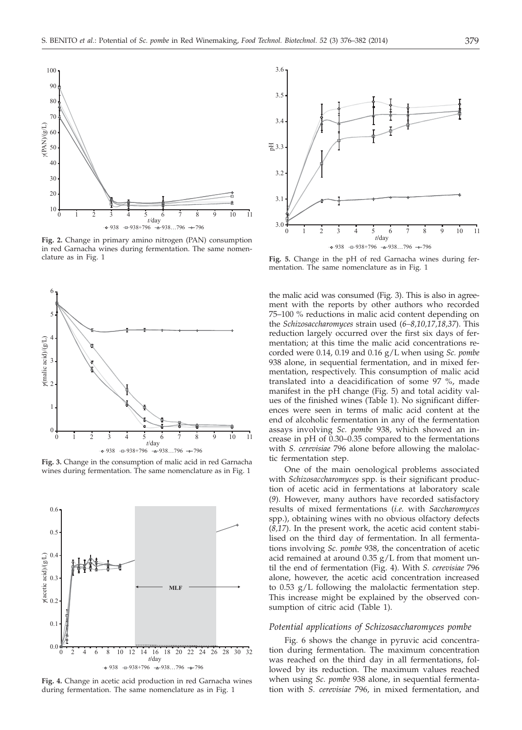**Fig. 2.** Change in primary amino nitrogen (PAN) consumption in red Garnacha wines during fermentation. The same nomenclature as in Fig. 1

**Fig. 3.** Change in the consumption of malic acid in red Garnacha wines during fermentation. The same nomenclature as in Fig. 1

**Fig. 4.** Change in acetic acid production in red Garnacha wines during fermentation. The same nomenclature as in Fig. 1

**Fig. 5.** Change in the pH of red Garnacha wines during fermentation. The same nomenclature as in Fig. 1

the malic acid was consumed (Fig. 3). This is also in agreement with the reports by other authors who recorded 75–100 % reductions in malic acid content depending on the *Schizosaccharomyces* strain used (*6–8,10,17,18,37*). This reduction largely occurred over the first six days of fermentation; at this time the malic acid concentrations recorded were 0.14, 0.19 and 0.16 g/L when using *Sc. pombe* 938 alone, in sequential fermentation, and in mixed fermentation, respectively. This consumption of malic acid translated into a deacidification of some 97 %, made manifest in the pH change (Fig. 5) and total acidity values of the finished wines (Table 1). No significant differences were seen in terms of malic acid content at the end of alcoholic fermentation in any of the fermentation assays involving *Sc. pombe* 938, which showed an increase in pH of 0.30–0.35 compared to the fermentations with *S. cerevisiae* 796 alone before allowing the malolactic fermentation step.

One of the main oenological problems associated with *Schizosaccharomyces* spp. is their significant production of acetic acid in fermentations at laboratory scale (*9*). However, many authors have recorded satisfactory results of mixed fermentations (*i.e.* with *Saccharomyces* spp.), obtaining wines with no obvious olfactory defects (*8,17*). In the present work, the acetic acid content stabilised on the third day of fermentation. In all fermentations involving *Sc. pombe* 938, the concentration of acetic acid remained at around 0.35 g/L from that moment until the end of fermentation (Fig. 4). With *S. cerevisiae* 796 alone, however, the acetic acid concentration increased to 0.53 g/L following the malolactic fermentation step. This increase might be explained by the observed consumption of citric acid (Table 1).

### *Potential applications of Schizosaccharomyces pombe*

Fig. 6 shows the change in pyruvic acid concentration during fermentation. The maximum concentration was reached on the third day in all fermentations, followed by its reduction. The maximum values reached when using *Sc. pombe* 938 alone, in sequential fermentation with *S. cerevisiae* 796, in mixed fermentation, and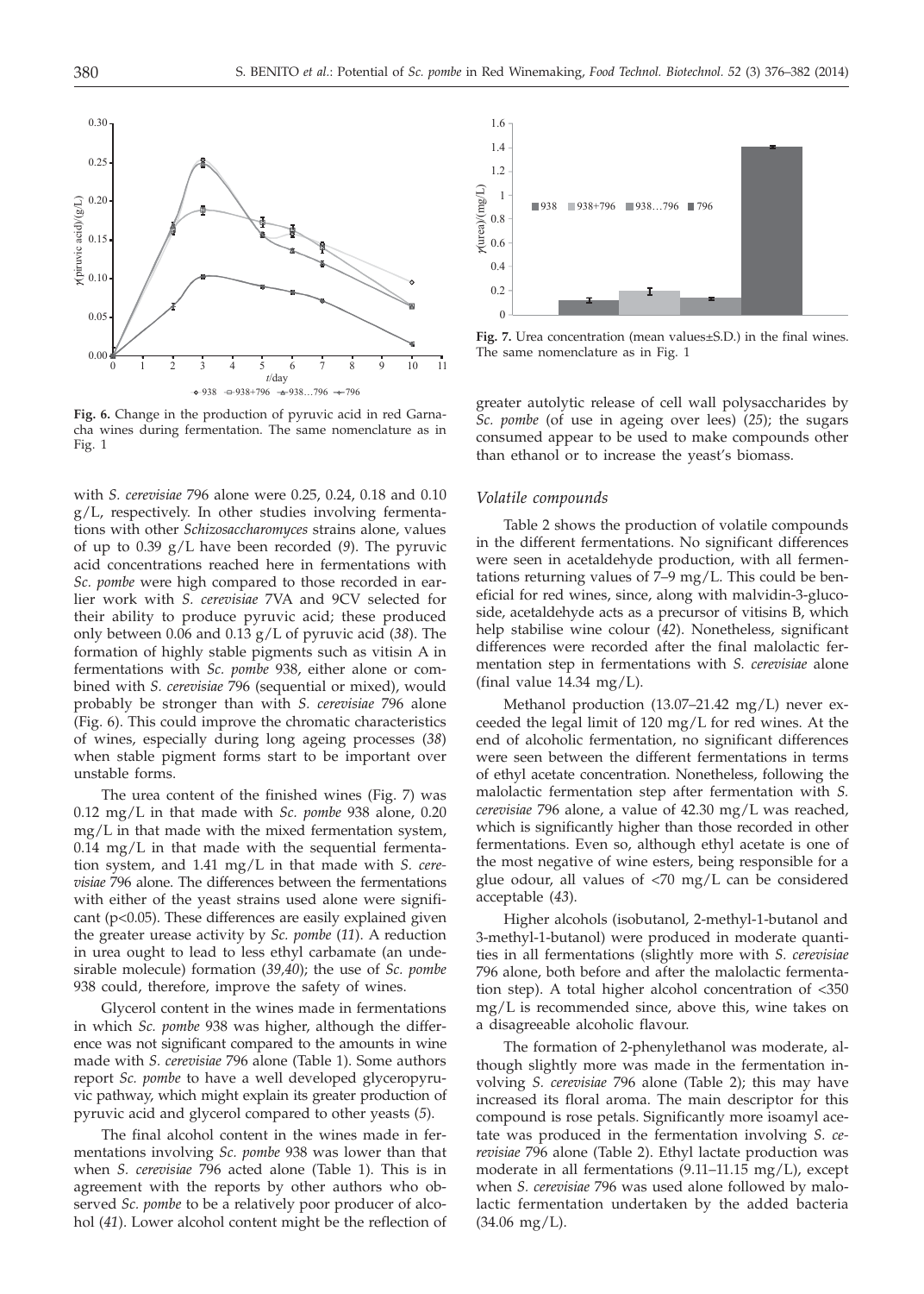**Fig. 6.** Change in the production of pyruvic acid in red Garnacha wines during fermentation. The same nomenclature as in Fig. 1

with *S. cerevisiae* 796 alone were 0.25, 0.24, 0.18 and 0.10 g/L, respectively. In other studies involving fermentations with other *Schizosaccharomyces* strains alone, values of up to 0.39 g/L have been recorded (*9*). The pyruvic acid concentrations reached here in fermentations with *Sc. pombe* were high compared to those recorded in earlier work with *S. cerevisiae* 7VA and 9CV selected for their ability to produce pyruvic acid; these produced only between 0.06 and 0.13 g/L of pyruvic acid (*38*). The formation of highly stable pigments such as vitisin A in fermentations with *Sc. pombe* 938, either alone or combined with *S. cerevisiae* 796 (sequential or mixed), would probably be stronger than with *S. cerevisiae* 796 alone (Fig. 6). This could improve the chromatic characteristics of wines, especially during long ageing processes (*38*) when stable pigment forms start to be important over unstable forms.

The urea content of the finished wines (Fig. 7) was 0.12 mg/L in that made with *Sc. pombe* 938 alone, 0.20 mg/L in that made with the mixed fermentation system, 0.14 mg/L in that made with the sequential fermentation system, and 1.41 mg/L in that made with *S. cerevisiae* 796 alone. The differences between the fermentations with either of the yeast strains used alone were significant ($p<0.05$). These differences are easily explained given the greater urease activity by *Sc. pombe* (*11*). A reduction in urea ought to lead to less ethyl carbamate (an undesirable molecule) formation (*39,40*); the use of *Sc. pombe* 938 could, therefore, improve the safety of wines.

Glycerol content in the wines made in fermentations in which *Sc. pombe* 938 was higher, although the difference was not significant compared to the amounts in wine made with *S. cerevisiae* 796 alone (Table 1). Some authors report *Sc. pombe* to have a well developed glyceropyruvic pathway, which might explain its greater production of pyruvic acid and glycerol compared to other yeasts (*5*).

The final alcohol content in the wines made in fermentations involving *Sc. pombe* 938 was lower than that when *S. cerevisiae* 796 acted alone (Table 1). This is in agreement with the reports by other authors who observed *Sc. pombe* to be a relatively poor producer of alcohol (*41*). Lower alcohol content might be the reflection of greater autolytic release of cell wall polysaccharides by *Sc. pombe* (of use in ageing over lees) (*25*); the sugars consumed appear to be used to make compounds other than ethanol or to increase the yeast's biomass.

**Fig. 7.** Urea concentration (mean values±S.D.) in the final wines. The same nomenclature as in Fig. 1

### *Volatile compounds*

Table 2 shows the production of volatile compounds in the different fermentations. No significant differences were seen in acetaldehyde production, with all fermentations returning values of 7–9 mg/L. This could be beneficial for red wines, since, along with malvidin-3-glucoside, acetaldehyde acts as a precursor of vitisins B, which help stabilise wine colour (*42*). Nonetheless, significant differences were recorded after the final malolactic fermentation step in fermentations with *S. cerevisiae* alone (final value 14.34 mg/L).

Methanol production (13.07–21.42 mg/L) never exceeded the legal limit of 120 mg/L for red wines. At the end of alcoholic fermentation, no significant differences were seen between the different fermentations in terms of ethyl acetate concentration. Nonetheless, following the malolactic fermentation step after fermentation with *S. cerevisiae* 796 alone, a value of 42.30 mg/L was reached, which is significantly higher than those recorded in other fermentations. Even so, although ethyl acetate is one of the most negative of wine esters, being responsible for a glue odour, all values of <70 mg/L can be considered acceptable (*43*).

Higher alcohols (isobutanol, 2-methyl-1-butanol and 3-methyl-1-butanol) were produced in moderate quantities in all fermentations (slightly more with *S. cerevisiae* 796 alone, both before and after the malolactic fermentation step). A total higher alcohol concentration of <350 mg/L is recommended since, above this, wine takes on a disagreeable alcoholic flavour.

The formation of 2-phenylethanol was moderate, although slightly more was made in the fermentation involving *S. cerevisiae* 796 alone (Table 2); this may have increased its floral aroma. The main descriptor for this compound is rose petals. Significantly more isoamyl acetate was produced in the fermentation involving *S. cerevisiae* 796 alone (Table 2). Ethyl lactate production was moderate in all fermentations (9.11–11.15 mg/L), except when *S. cerevisiae* 796 was used alone followed by malolactic fermentation undertaken by the added bacteria (34.06 mg/L).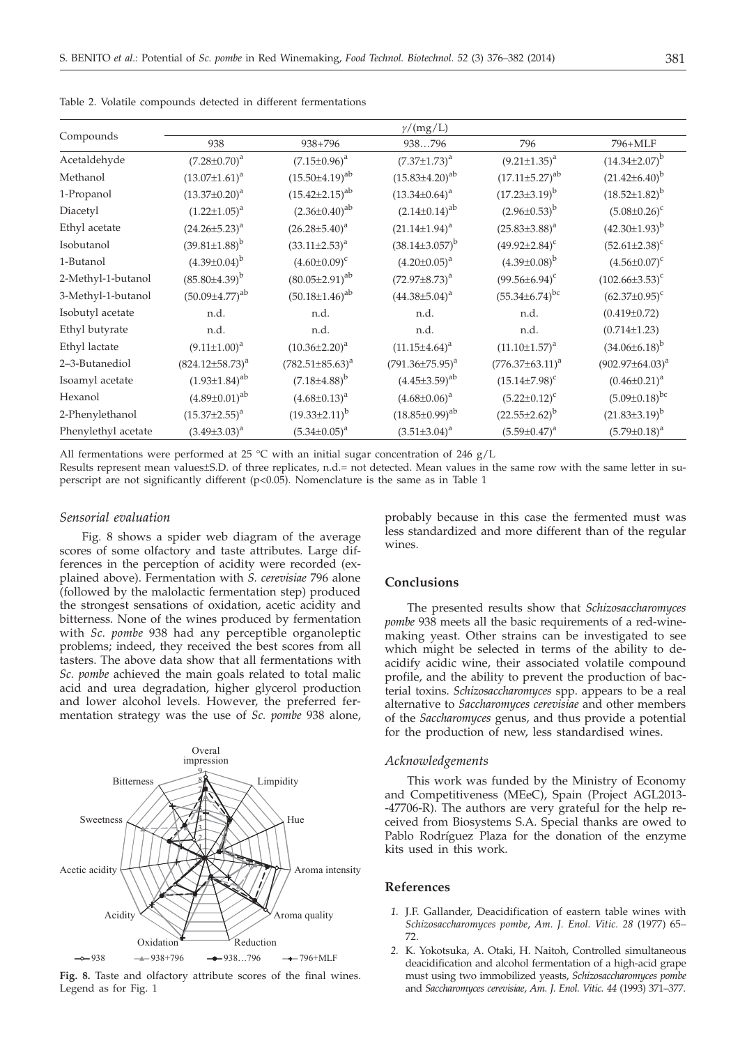Table 2. Volatile compounds detected in different fermentations

| Compounds | $\gamma$/(mg/L) | | | | |
|---|---|---|---|---|---|
| | 938 | 938+796 | 938…796 | 796 | 796+MLF |
| Acetaldehyde | $(7.28\pm0.70)^{a}$ | $(7.15\pm0.96)^{a}$ | $(7.37\pm1.73)^{a}$ | $(9.21\pm1.35)^{a}$ | $(14.34\pm2.07)^{b}$ |
| Methanol | $(13.07\pm1.61)^{a}$ | $(15.50\pm4.19)^{ab}$ | $(15.83\pm4.20)^{ab}$ | $(17.11\pm5.27)^{ab}$ | $(21.42\pm6.40)^{b}$ |
| 1-Propanol | $(13.37\pm0.20)^{a}$ | $(15.42\pm2.15)^{ab}$ | $(13.34\pm0.64)^{a}$ | $(17.23\pm3.19)^{b}$ | $(18.52\pm1.82)^{b}$ |
| Diacetyl | $(1.22\pm1.05)^{a}$ | $(2.36\pm0.40)^{ab}$ | $(2.14\pm0.14)^{ab}$ | $(2.96\pm0.53)^{b}$ | $(5.08\pm0.26)^{c}$ |
| Ethyl acetate | $(24.26\pm5.23)^{a}$ | $(26.28\pm5.40)^{a}$ | $(21.14\pm1.94)^{a}$ | $(25.83\pm3.88)^{a}$ | $(42.30\pm1.93)^{b}$ |
| Isobutanol | $(39.81\pm1.88)^{b}$ | $(33.11\pm2.53)^{a}$ | $(38.14\pm3.057)^{b}$ | $(49.92\pm2.84)^{c}$ | $(52.61\pm2.38)^{c}$ |
| 1-Butanol | $(4.39\pm0.04)^{b}$ | $(4.60\pm0.09)^{c}$ | $(4.20\pm0.05)^{a}$ | $(4.39\pm0.08)^{b}$ | $(4.56\pm0.07)^{c}$ |
| 2-Methyl-1-butanol | $(85.80\pm4.39)^{b}$ | $(80.05\pm2.91)^{ab}$ | $(72.97\pm8.73)^{a}$ | $(99.56\pm6.94)^{c}$ | $(102.66\pm3.53)^{c}$ |
| 3-Methyl-1-butanol | $(50.09\pm4.77)^{ab}$ | $(50.18\pm1.46)^{ab}$ | $(44.38\pm5.04)^{a}$ | $(55.34\pm6.74)^{bc}$ | $(62.37\pm0.95)^{c}$ |
| Isobutyl acetate | n.d. | n.d. | n.d. | n.d. | $(0.419\pm0.72)$ |
| Ethyl butyrate | n.d. | n.d. | n.d. | n.d. | $(0.714\pm1.23)$ |
| Ethyl lactate | $(9.11\pm1.00)^{a}$ | $(10.36\pm2.20)^{a}$ | $(11.15\pm4.64)^{a}$ | $(11.10\pm1.57)^{a}$ | $(34.06\pm6.18)^{b}$ |
| 2–3-Butanediol | $(824.12\pm58.73)^{a}$ | $(782.51\pm85.63)^{a}$ | $(791.36\pm75.95)^{a}$ | $(776.37\pm63.11)^{a}$ | $(902.97\pm64.03)^{a}$ |
| Isoamyl acetate | $(1.93\pm1.84)^{ab}$ | $(7.18\pm4.88)^{b}$ | $(4.45\pm3.59)^{ab}$ | $(15.14\pm7.98)^{c}$ | $(0.46\pm0.21)^{a}$ |
| Hexanol | $(4.89\pm0.01)^{ab}$ | $(4.68\pm0.13)^{a}$ | $(4.68\pm0.06)^{a}$ | $(5.22\pm0.12)^{c}$ | $(5.09\pm0.18)^{bc}$ |
| 2-Phenylethanol | $(15.37\pm2.55)^{a}$ | $(19.33\pm2.11)^{b}$ | $(18.85\pm0.99)^{ab}$ | $(22.55\pm2.62)^{b}$ | $(21.83\pm3.19)^{b}$ |
| Phenylethyl acetate | $(3.49\pm3.03)^{a}$ | $(5.34\pm0.05)^{a}$ | $(3.51\pm3.04)^{a}$ | $(5.59\pm0.47)^{a}$ | $(5.79\pm0.18)^{a}$ |

All fermentations were performed at 25 °C with an initial sugar concentration of 246 g/L

Results represent mean values±S.D. of three replicates, n.d.= not detected. Mean values in the same row with the same letter in superscript are not significantly different ($p<0.05$). Nomenclature is the same as in Table 1

### *Sensorial evaluation*

Fig. 8 shows a spider web diagram of the average scores of some olfactory and taste attributes. Large differences in the perception of acidity were recorded (explained above). Fermentation with *S. cerevisiae* 796 alone (followed by the malolactic fermentation step) produced the strongest sensations of oxidation, acetic acidity and bitterness. None of the wines produced by fermentation with *Sc. pombe* 938 had any perceptible organoleptic problems; indeed, they received the best scores from all tasters. The above data show that all fermentations with *Sc. pombe* achieved the main goals related to total malic acid and urea degradation, higher glycerol production and lower alcohol levels. However, the preferred fermentation strategy was the use of *Sc. pombe* 938 alone, probably because in this case the fermented must was less standardized and more different than of the regular wines.

**Fig. 8.** Taste and olfactory attribute scores of the final wines. Legend as for Fig. 1

## **Conclusions**

The presented results show that *Schizosaccharomyces pombe* 938 meets all the basic requirements of a red-winemaking yeast. Other strains can be investigated to see which might be selected in terms of the ability to deacidify acidic wine, their associated volatile compound profile, and the ability to prevent the production of bacterial toxins. *Schizosaccharomyces* spp. appears to be a real alternative to *Saccharomyces cerevisiae* and other members of the *Saccharomyces* genus, and thus provide a potential for the production of new, less standardised wines.

### *Acknowledgements*

This work was funded by the Ministry of Economy and Competitiveness (MEeC), Spain (Project AGL2013-47706-R). The authors are very grateful for the help received from Biosystems S.A. Special thanks are owed to Pablo Rodríguez Plaza for the donation of the enzyme kits used in this work.

## **References**

1. J.F. Gallander, Deacidification of eastern table wines with *Schizosaccharomyces pombe*, *Am. J. Enol. Vitic. 28* (1977) 65–72.
2. K. Yokotsuka, A. Otaki, H. Naitoh, Controlled simultaneous deacidification and alcohol fermentation of a high-acid grape must using two immobilized yeasts, *Schizosaccharomyces pombe* and *Saccharomyces cerevisiae*, *Am. J. Enol. Vitic. 44* (1993) 371–377.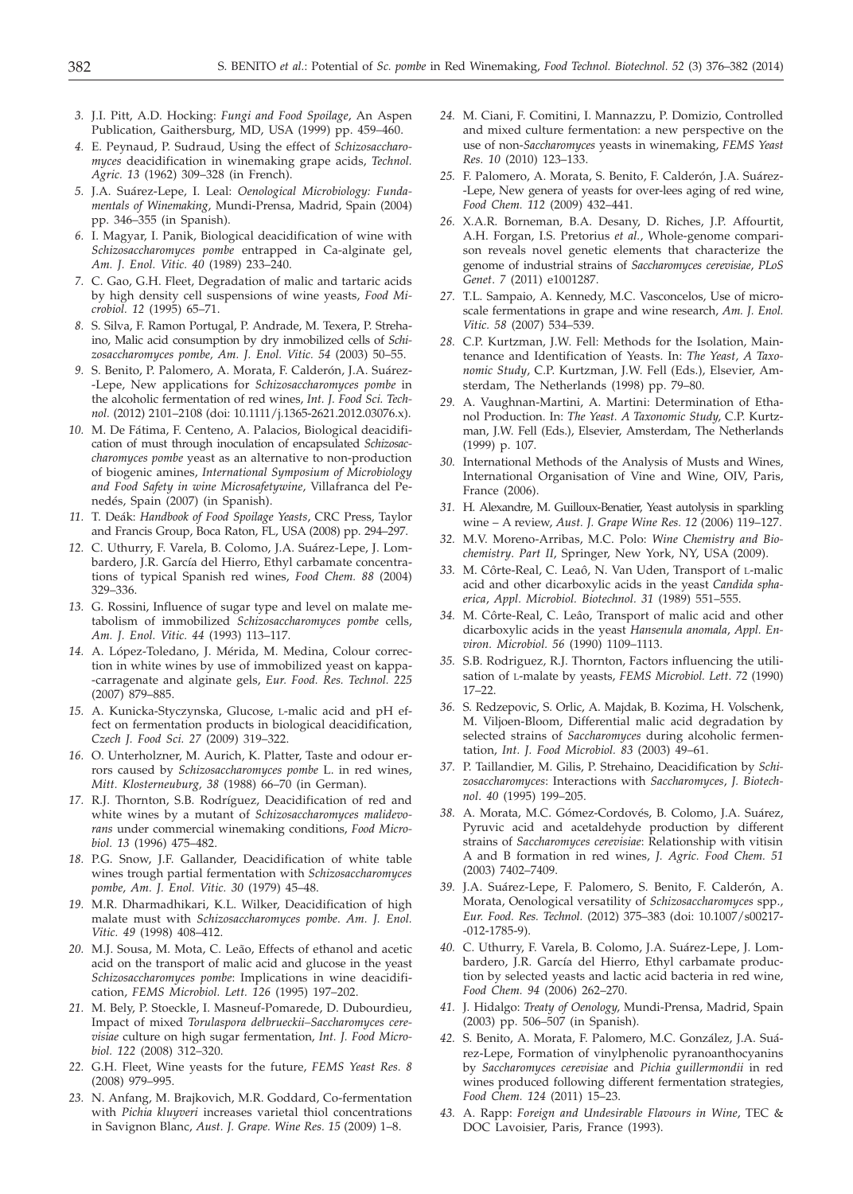3. J.I. Pitt, A.D. Hocking: *Fungi and Food Spoilage*, An Aspen Publication, Gaithersburg, MD, USA (1999) pp. 459–460.
4. E. Peynaud, P. Sudraud, Using the effect of *Schizosaccharomyces* deacidification in winemaking grape acids, *Technol. Agric. 13* (1962) 309–328 (in French).
5. J.A. Suárez-Lepe, I. Leal: *Oenological Microbiology: Fundamentals of Winemaking*, Mundi-Prensa, Madrid, Spain (2004) pp. 346–355 (in Spanish).
6. I. Magyar, I. Panik, Biological deacidification of wine with *Schizosaccharomyces pombe* entrapped in Ca-alginate gel, *Am. J. Enol. Vitic. 40* (1989) 233–240.
7. C. Gao, G.H. Fleet, Degradation of malic and tartaric acids by high density cell suspensions of wine yeasts, *Food Microbiol. 12* (1995) 65–71.
8. S. Silva, F. Ramon Portugal, P. Andrade, M. Texera, P. Strehaino, Malic acid consumption by dry inmobilized cells of *Schizosaccharomyces pombe*, *Am. J. Enol. Vitic. 54* (2003) 50–55.
9. S. Benito, P. Palomero, A. Morata, F. Calderón, J.A. Suárez-Lepe, New applications for *Schizosaccharomyces pombe* in the alcoholic fermentation of red wines, *Int. J. Food Sci. Technol.* (2012) 2101–2108 (doi: 10.1111/j.1365-2621.2012.03076.x).
10. M. De Fátima, F. Centeno, A. Palacios, Biological deacidification of must through inoculation of encapsulated *Schizosaccharomyces pombe* yeast as an alternative to non-production of biogenic amines, *International Symposium of Microbiology and Food Safety in wine Microsafetywine*, Villafranca del Penedés, Spain (2007) (in Spanish).
11. T. Deák: *Handbook of Food Spoilage Yeasts*, CRC Press, Taylor and Francis Group, Boca Raton, FL, USA (2008) pp. 294–297.
12. C. Uthurry, F. Varela, B. Colomo, J.A. Suárez-Lepe, J. Lombardero, J.R. García del Hierro, Ethyl carbamate concentrations of typical Spanish red wines, *Food Chem. 88* (2004) 329–336.
13. G. Rossini, Influence of sugar type and level on malate metabolism of immobilized *Schizosaccharomyces pombe* cells, *Am. J. Enol. Vitic. 44* (1993) 113–117.
14. A. López-Toledano, J. Mérida, M. Medina, Colour correction in white wines by use of immobilized yeast on kappa-carragenate and alginate gels, *Eur. Food. Res. Technol. 225* (2007) 879–885.
15. A. Kunicka-Styczynska, Glucose, L-malic acid and pH effect on fermentation products in biological deacidification, *Czech J. Food Sci. 27* (2009) 319–322.
16. O. Unterholzner, M. Aurich, K. Platter, Taste and odour errors caused by *Schizosaccharomyces pombe* L. in red wines, *Mitt. Klosterneuburg, 38* (1988) 66–70 (in German).
17. R.J. Thornton, S.B. Rodríguez, Deacidification of red and white wines by a mutant of *Schizosaccharomyces malidevorans* under commercial winemaking conditions, *Food Microbiol. 13* (1996) 475–482.
18. P.G. Snow, J.F. Gallander, Deacidification of white table wines trough partial fermentation with *Schizosaccharomyces pombe*, *Am. J. Enol. Vitic. 30* (1979) 45–48.
19. M.R. Dharmadhikari, K.L. Wilker, Deacidification of high malate must with *Schizosaccharomyces pombe*. *Am. J. Enol. Vitic. 49* (1998) 408–412.
20. M.J. Sousa, M. Mota, C. Leão, Effects of ethanol and acetic acid on the transport of malic acid and glucose in the yeast *Schizosaccharomyces pombe*: Implications in wine deacidification, *FEMS Microbiol. Lett. 126* (1995) 197–202.
21. M. Bely, P. Stoeckle, I. Masneuf-Pomarede, D. Dubourdieu, Impact of mixed *Torulaspora delbrueckii–Saccharomyces cerevisiae* culture on high sugar fermentation, *Int. J. Food Microbiol. 122* (2008) 312–320.
22. G.H. Fleet, Wine yeasts for the future, *FEMS Yeast Res. 8* (2008) 979–995.
23. N. Anfang, M. Brajkovich, M.R. Goddard, Co-fermentation with *Pichia kluyveri* increases varietal thiol concentrations in Savignon Blanc, *Aust. J. Grape. Wine Res. 15* (2009) 1–8.
24. M. Ciani, F. Comitini, I. Mannazzu, P. Domizio, Controlled and mixed culture fermentation: a new perspective on the use of non-*Saccharomyces* yeasts in winemaking, *FEMS Yeast Res. 10* (2010) 123–133.
25. F. Palomero, A. Morata, S. Benito, F. Calderón, J.A. Suárez-Lepe, New genera of yeasts for over-lees aging of red wine, *Food Chem. 112* (2009) 432–441.
26. X.A.R. Borneman, B.A. Desany, D. Riches, J.P. Affourtit, A.H. Forgan, I.S. Pretorius *et al.*, Whole-genome comparison reveals novel genetic elements that characterize the genome of industrial strains of *Saccharomyces cerevisiae*, *PLoS Genet*. *7* (2011) e1001287.
27. T.L. Sampaio, A. Kennedy, M.C. Vasconcelos, Use of microscale fermentations in grape and wine research, *Am. J. Enol. Vitic. 58* (2007) 534–539.
28. C.P. Kurtzman, J.W. Fell: Methods for the Isolation, Maintenance and Identification of Yeasts. In: *The Yeast*, *A Taxonomic Study*, C.P. Kurtzman, J.W. Fell (Eds.), Elsevier, Amsterdam, The Netherlands (1998) pp. 79–80.
29. A. Vaughnan-Martini, A. Martini: Determination of Ethanol Production. In: *The Yeast. A Taxonomic Study*, C.P. Kurtzman, J.W. Fell (Eds.), Elsevier, Amsterdam, The Netherlands (1999) p. 107.
30. International Methods of the Analysis of Musts and Wines, International Organisation of Vine and Wine, OIV, Paris, France (2006).
31. H. Alexandre, M. Guilloux-Benatier, Yeast autolysis in sparkling wine – A review, *Aust. J. Grape Wine Res. 12* (2006) 119–127.
32. M.V. Moreno-Arribas, M.C. Polo: *Wine Chemistry and Biochemistry. Part II*, Springer, New York, NY, USA (2009).
33. M. Côrte-Real, C. Leaô, N. Van Uden, Transport of L-malic acid and other dicarboxylic acids in the yeast *Candida sphaerica*, *Appl. Microbiol. Biotechnol. 31* (1989) 551–555.
34. M. Côrte-Real, C. Leâo, Transport of malic acid and other dicarboxylic acids in the yeast *Hansenula anomala*, *Appl. Environ. Microbiol. 56* (1990) 1109–1113.
35. S.B. Rodriguez, R.J. Thornton, Factors influencing the utilisation of L-malate by yeasts, *FEMS Microbiol. Lett*. *72* (1990) 17–22.
36. S. Redzepovic, S. Orlic, A. Majdak, B. Kozima, H. Volschenk, M. Viljoen-Bloom, Differential malic acid degradation by selected strains of *Saccharomyces* during alcoholic fermentation, *Int. J. Food Microbiol. 83* (2003) 49–61.
37. P. Taillandier, M. Gilis, P. Strehaino, Deacidification by *Schizosaccharomyces*: Interactions with *Saccharomyces*, *J. Biotechnol*. *40* (1995) 199–205.
38. A. Morata, M.C. Gómez-Cordovés, B. Colomo, J.A. Suárez, Pyruvic acid and acetaldehyde production by different strains of *Saccharomyces cerevisiae*: Relationship with vitisin A and B formation in red wines, *J. Agric. Food Chem. 51* (2003) 7402–7409.
39. J.A. Suárez-Lepe, F. Palomero, S. Benito, F. Calderón, A. Morata, Oenological versatility of *Schizosaccharomyces* spp., *Eur. Food. Res. Technol.* (2012) 375–383 (doi: 10.1007/s00217-012-1785-9).
40. C. Uthurry, F. Varela, B. Colomo, J.A. Suárez-Lepe, J. Lombardero, J.R. García del Hierro, Ethyl carbamate production by selected yeasts and lactic acid bacteria in red wine, *Food Chem. 94* (2006) 262–270.
41. J. Hidalgo: *Treaty of Oenology*, Mundi-Prensa, Madrid, Spain (2003) pp. 506–507 (in Spanish).
42. S. Benito, A. Morata, F. Palomero, M.C. González, J.A. Suárez-Lepe, Formation of vinylphenolic pyranoanthocyanins by *Saccharomyces cerevisiae* and *Pichia guillermondii* in red wines produced following different fermentation strategies, *Food Chem. 124* (2011) 15–23.
43. A. Rapp: *Foreign and Undesirable Flavours in Wine*, TEC & DOC Lavoisier, Paris, France (1993).